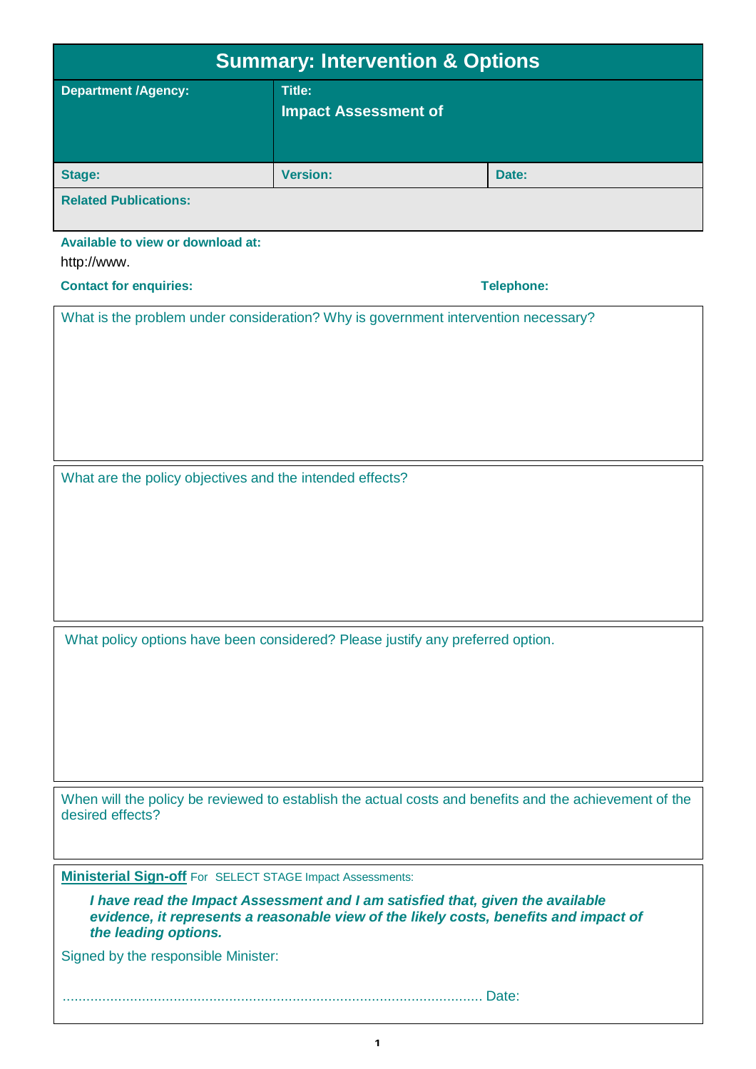# Summary: Intervention & Options

| Department /Agency: | Title: Impact Assessment of | |
|---|---|---|
| Stage: | Version: | Date: |
| Related Publications: | | |

**Available to view or download at:**

http://www.

**Contact for enquiries:** **Telephone:**

What is the problem under consideration? Why is government intervention necessary?

What are the policy objectives and the intended effects?

What policy options have been considered? Please justify any preferred option.

When will the policy be reviewed to establish the actual costs and benefits and the achievement of the desired effects?

**Ministerial Sign-off** For SELECT STAGE Impact Assessments:

***I have read the Impact Assessment and I am satisfied that, given the available evidence, it represents a reasonable view of the likely costs, benefits and impact of the leading options.***

Signed by the responsible Minister:

.......................................................................................................... Date: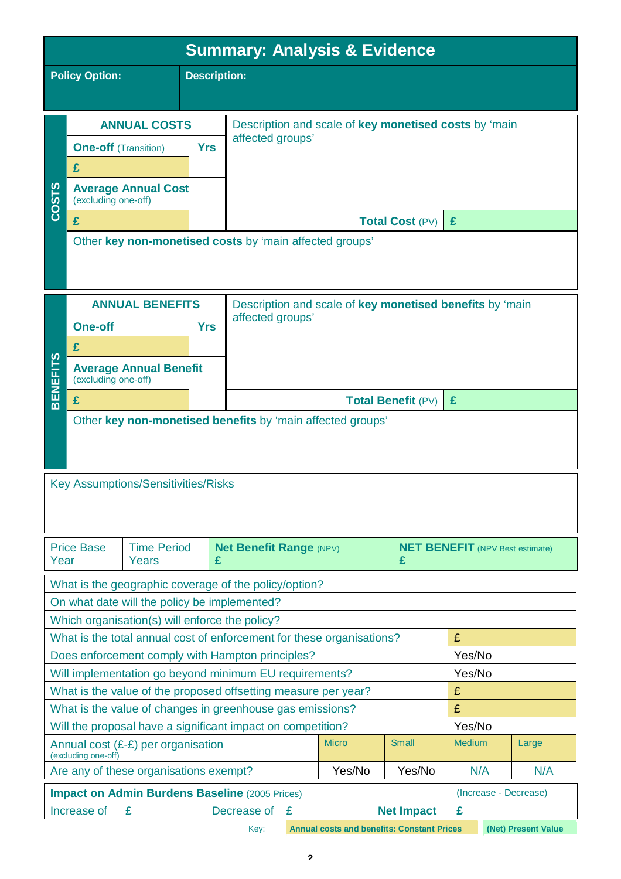# Summary: Analysis & Evidence

| **Policy Option:** | **Description:** |
|---|---|
| | |

## COSTS

| **ANNUAL COSTS** | | Description and scale of **key monetised costs** by 'main affected groups' |
|---|---|---|
| **One-off** (Transition) | **Yrs** | |
| **£** | | |
| **Average Annual Cost** (excluding one-off) | | |
| **£** | | **Total Cost** (PV) **£** |

Other **key non-monetised costs** by 'main affected groups'

## BENEFITS

| **ANNUAL BENEFITS** | | Description and scale of **key monetised benefits** by 'main affected groups' |
|---|---|---|
| **One-off** | **Yrs** | |
| **£** | | |
| **Average Annual Benefit** (excluding one-off) | | |
| **£** | | **Total Benefit** (PV) **£** |

Other **key non-monetised benefits** by 'main affected groups'

Key Assumptions/Sensitivities/Risks

| Price Base Year | Time Period Years | **Net Benefit Range** (NPV) £ | **NET BENEFIT** (NPV Best estimate) £ |
|---|---|---|---|

| | | | | |
|---|---|---|---|---|
| What is the geographic coverage of the policy/option? | | | | |
| On what date will the policy be implemented? | | | | |
| Which organisation(s) will enforce the policy? | | | | |
| What is the total annual cost of enforcement for these organisations? | | | £ | |
| Does enforcement comply with Hampton principles? | | | Yes/No | |
| Will implementation go beyond minimum EU requirements? | | | Yes/No | |
| What is the value of the proposed offsetting measure per year? | | | £ | |
| What is the value of changes in greenhouse gas emissions? | | | £ | |
| Will the proposal have a significant impact on competition? | | | Yes/No | |
| Annual cost (£-£) per organisation (excluding one-off) | Micro | Small | Medium | Large |
| Are any of these organisations exempt? | Yes/No | Yes/No | N/A | N/A |

| **Impact on Admin Burdens Baseline** (2005 Prices) | | | (Increase - Decrease) |
|---|---|---|---|
| Increase of £ | Decrease of £ | **Net Impact** | **£** |

Key: **Annual costs and benefits: Constant Prices** | **(Net) Present Value**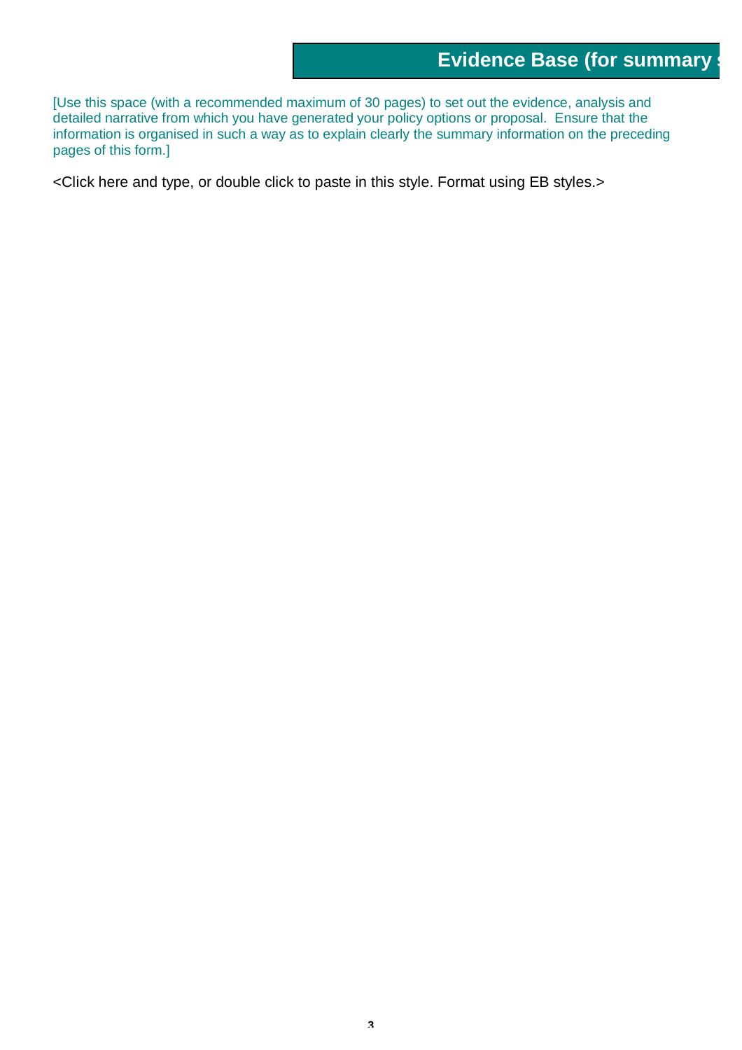# Evidence Base (for summary s

[Use this space (with a recommended maximum of 30 pages) to set out the evidence, analysis and detailed narrative from which you have generated your policy options or proposal. Ensure that the information is organised in such a way as to explain clearly the summary information on the preceding pages of this form.]

<Click here and type, or double click to paste in this style. Format using EB styles.>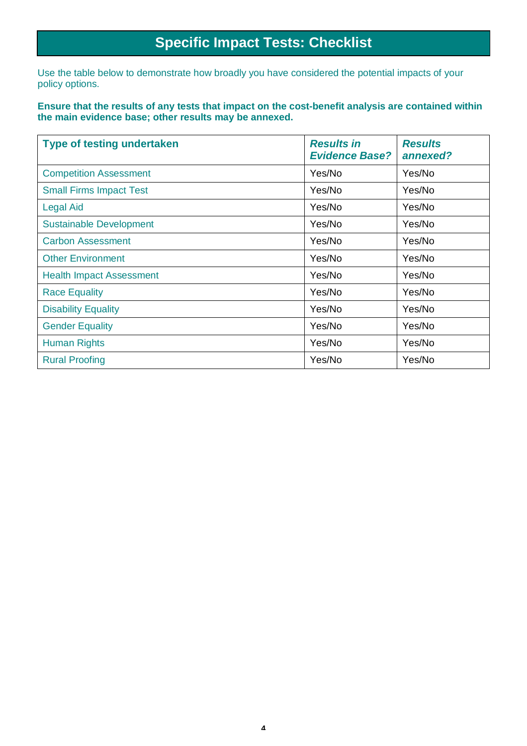# Specific Impact Tests: Checklist

Use the table below to demonstrate how broadly you have considered the potential impacts of your policy options.

**Ensure that the results of any tests that impact on the cost-benefit analysis are contained within the main evidence base; other results may be annexed.**

| **Type of testing undertaken** | ***Results in Evidence Base?*** | ***Results annexed?*** |
|---|---|---|
| Competition Assessment | Yes/No | Yes/No |
| Small Firms Impact Test | Yes/No | Yes/No |
| Legal Aid | Yes/No | Yes/No |
| Sustainable Development | Yes/No | Yes/No |
| Carbon Assessment | Yes/No | Yes/No |
| Other Environment | Yes/No | Yes/No |
| Health Impact Assessment | Yes/No | Yes/No |
| Race Equality | Yes/No | Yes/No |
| Disability Equality | Yes/No | Yes/No |
| Gender Equality | Yes/No | Yes/No |
| Human Rights | Yes/No | Yes/No |
| Rural Proofing | Yes/No | Yes/No |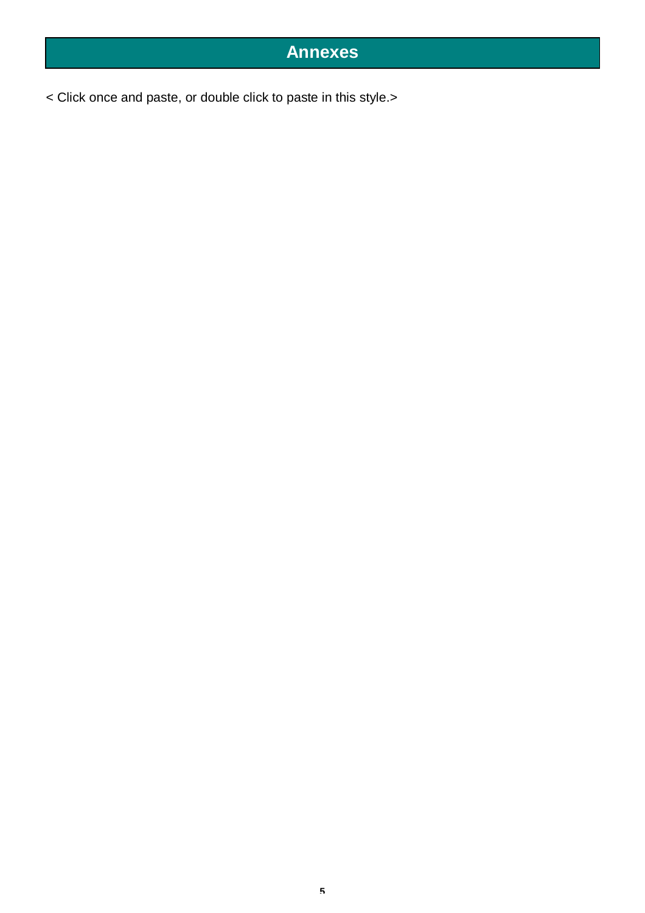# Annexes

< Click once and paste, or double click to paste in this style.>